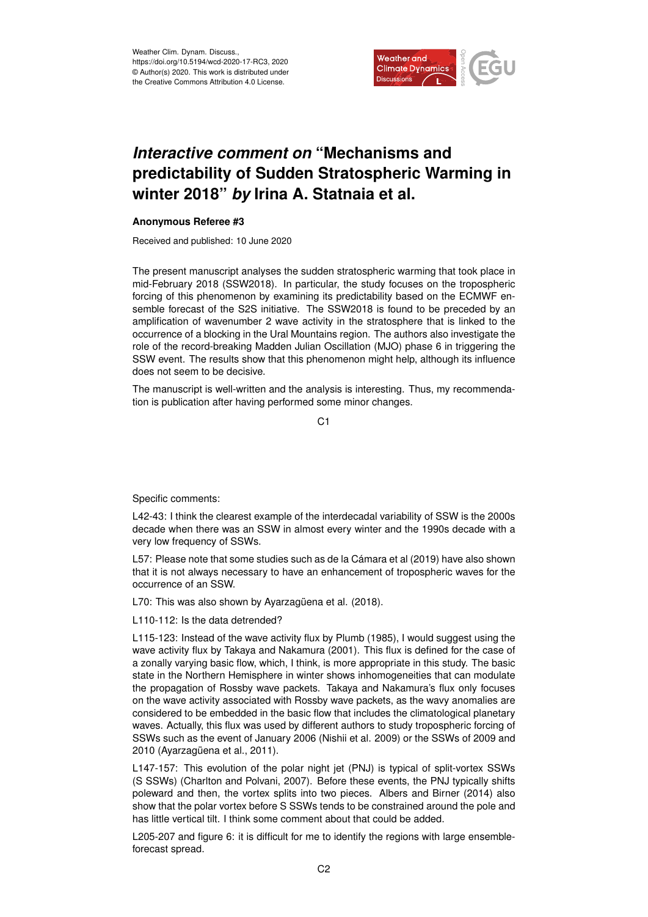Weather Clim. Dynam. Discuss.,
https://doi.org/10.5194/wcd-2020-17-RC3, 2020
© Author(s) 2020. This work is distributed under
the Creative Commons Attribution 4.0 License.

# *Interactive comment on* "Mechanisms and predictability of Sudden Stratospheric Warming in winter 2018" *by* Irina A. Statnaia et al.

**Anonymous Referee #3**

Received and published: 10 June 2020

The present manuscript analyses the sudden stratospheric warming that took place in mid-February 2018 (SSW2018). In particular, the study focuses on the tropospheric forcing of this phenomenon by examining its predictability based on the ECMWF ensemble forecast of the S2S initiative. The SSW2018 is found to be preceded by an amplification of wavenumber 2 wave activity in the stratosphere that is linked to the occurrence of a blocking in the Ural Mountains region. The authors also investigate the role of the record-breaking Madden Julian Oscillation (MJO) phase 6 in triggering the SSW event. The results show that this phenomenon might help, although its influence does not seem to be decisive.

The manuscript is well-written and the analysis is interesting. Thus, my recommendation is publication after having performed some minor changes.

Specific comments:

L42-43: I think the clearest example of the interdecadal variability of SSW is the 2000s decade when there was an SSW in almost every winter and the 1990s decade with a very low frequency of SSWs.

L57: Please note that some studies such as de la Cámara et al (2019) have also shown that it is not always necessary to have an enhancement of tropospheric waves for the occurrence of an SSW.

L70: This was also shown by Ayarzagüena et al. (2018).

L110-112: Is the data detrended?

L115-123: Instead of the wave activity flux by Plumb (1985), I would suggest using the wave activity flux by Takaya and Nakamura (2001). This flux is defined for the case of a zonally varying basic flow, which, I think, is more appropriate in this study. The basic state in the Northern Hemisphere in winter shows inhomogeneities that can modulate the propagation of Rossby wave packets. Takaya and Nakamura's flux only focuses on the wave activity associated with Rossby wave packets, as the wavy anomalies are considered to be embedded in the basic flow that includes the climatological planetary waves. Actually, this flux was used by different authors to study tropospheric forcing of SSWs such as the event of January 2006 (Nishii et al. 2009) or the SSWs of 2009 and 2010 (Ayarzagüena et al., 2011).

L147-157: This evolution of the polar night jet (PNJ) is typical of split-vortex SSWs (S SSWs) (Charlton and Polvani, 2007). Before these events, the PNJ typically shifts poleward and then, the vortex splits into two pieces. Albers and Birner (2014) also show that the polar vortex before S SSWs tends to be constrained around the pole and has little vertical tilt. I think some comment about that could be added.

L205-207 and figure 6: it is difficult for me to identify the regions with large ensemble-forecast spread.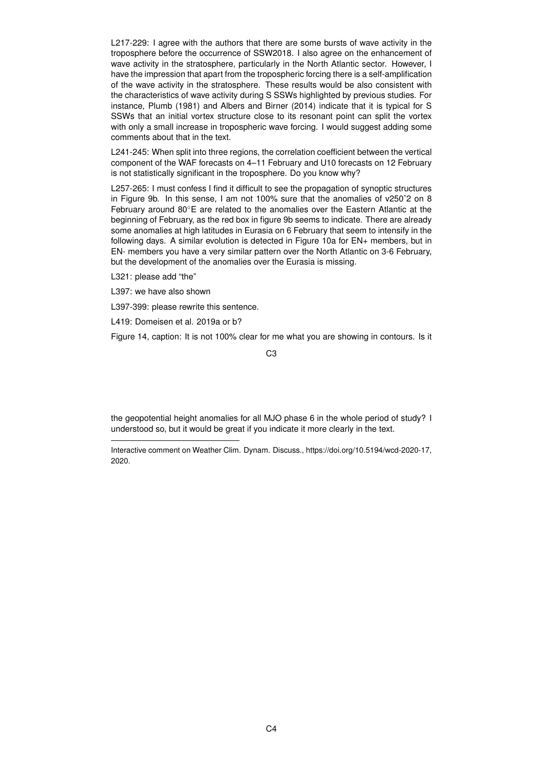L217-229: I agree with the authors that there are some bursts of wave activity in the troposphere before the occurrence of SSW2018. I also agree on the enhancement of wave activity in the stratosphere, particularly in the North Atlantic sector. However, I have the impression that apart from the tropospheric forcing there is a self-amplification of the wave activity in the stratosphere. These results would be also consistent with the characteristics of wave activity during S SSWs highlighted by previous studies. For instance, Plumb (1981) and Albers and Birner (2014) indicate that it is typical for S SSWs that an initial vortex structure close to its resonant point can split the vortex with only a small increase in tropospheric wave forcing. I would suggest adding some comments about that in the text.

L241-245: When split into three regions, the correlation coefficient between the vertical component of the WAF forecasts on 4–11 February and U10 forecasts on 12 February is not statistically significant in the troposphere. Do you know why?

L257-265: I must confess I find it difficult to see the propagation of synoptic structures in Figure 9b. In this sense, I am not 100% sure that the anomalies of $v250^2$ on 8 February around 80°E are related to the anomalies over the Eastern Atlantic at the beginning of February, as the red box in figure 9b seems to indicate. There are already some anomalies at high latitudes in Eurasia on 6 February that seem to intensify in the following days. A similar evolution is detected in Figure 10a for EN+ members, but in EN- members you have a very similar pattern over the North Atlantic on 3-6 February, but the development of the anomalies over the Eurasia is missing.

L321: please add "the"

L397: we have also shown

L397-399: please rewrite this sentence.

L419: Domeisen et al. 2019a or b?

Figure 14, caption: It is not 100% clear for me what you are showing in contours. Is it the geopotential height anomalies for all MJO phase 6 in the whole period of study? I understood so, but it would be great if you indicate it more clearly in the text.

---

Interactive comment on Weather Clim. Dynam. Discuss., https://doi.org/10.5194/wcd-2020-17, 2020.